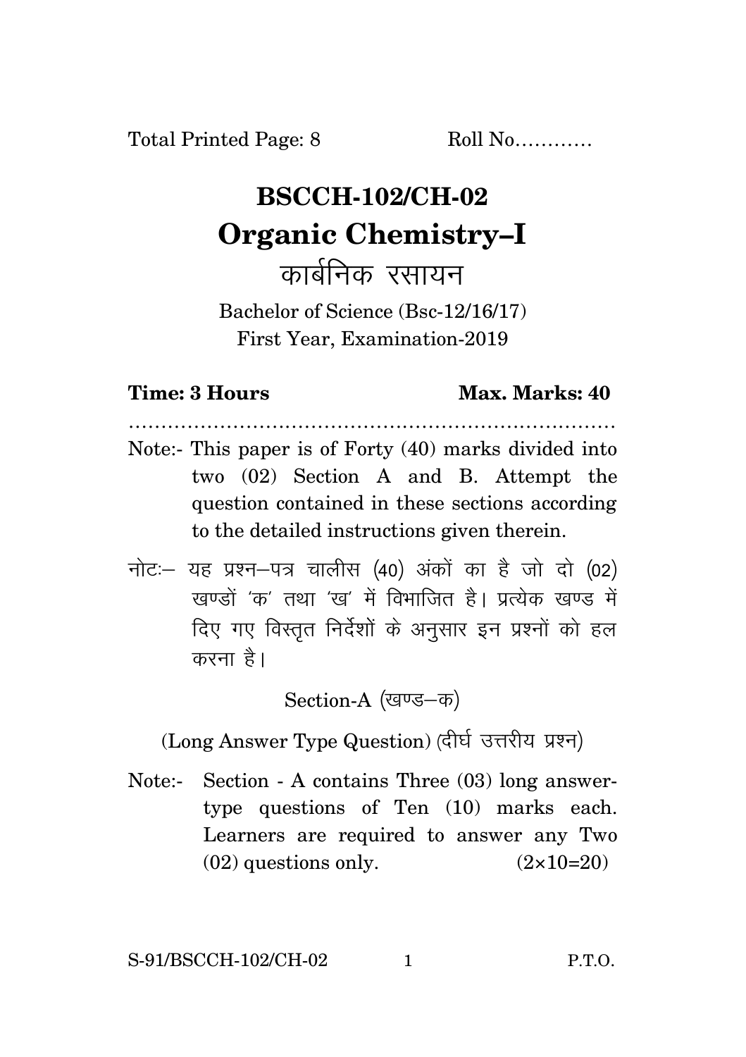Total Printed Page: 8 Roll No…………

# BSCCH-102/CH-02

# Organic Chemistry–I

## कार्बनिक रसायन

Bachelor of Science (Bsc-12/16/17)
First Year, Examination-2019

**Time: 3 Hours** **Max. Marks: 40**

…………………………………………………………………

Note:- This paper is of Forty (40) marks divided into two (02) Section A and B. Attempt the question contained in these sections according to the detailed instructions given therein.

नोटः– यह प्रश्न–पत्र चालीस (40) अंकों का है जो दो (02) खण्डों 'क' तथा 'ख' में विभाजित है। प्रत्येक खण्ड में दिए गए विस्तृत निर्देशों के अनुसार इन प्रश्नों को हल करना है।

Section-A (खण्ड–क)

(Long Answer Type Question) (दीर्घ उत्तरीय प्रश्न)

Note:- Section - A contains Three (03) long answer-type questions of Ten (10) marks each. Learners are required to answer any Two (02) questions only. (2×10=20)

S-91/BSCCH-102/CH-02 P.T.O.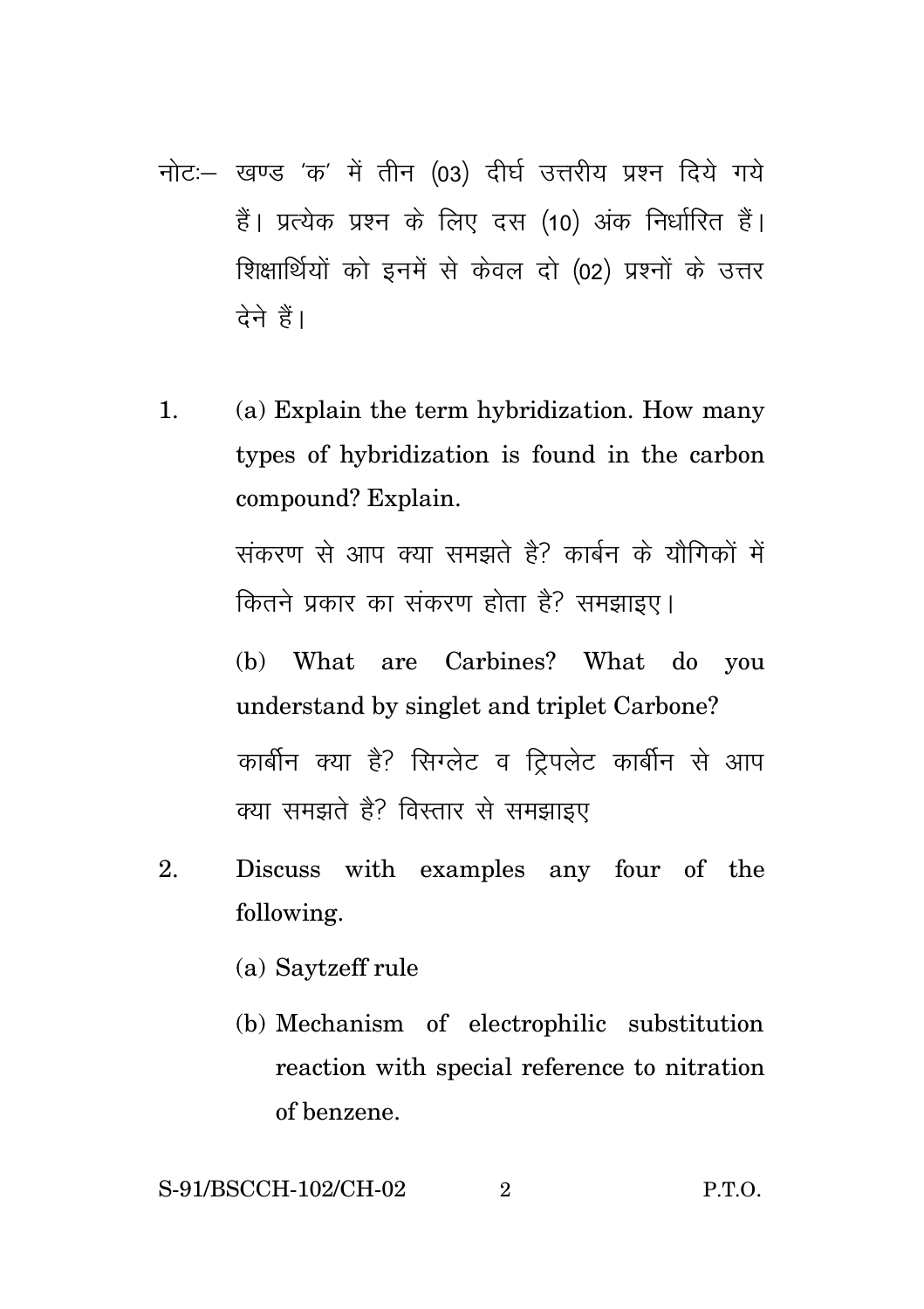नोटः— खण्ड 'क' में तीन (03) दीर्घ उत्तरीय प्रश्न दिये गये हैं। प्रत्येक प्रश्न के लिए दस (10) अंक निर्धारित हैं। शिक्षार्थियों को इनमें से केवल दो (02) प्रश्नों के उत्तर देने हैं।

1. (a) Explain the term hybridization. How many types of hybridization is found in the carbon compound? Explain.

   संकरण से आप क्या समझते है? कार्बन के यौगिकों में कितने प्रकार का संकरण होता है? समझाइए।

   (b) What are Carbines? What do you understand by singlet and triplet Carbone?

   कार्बीन क्या है? सिग्लेट व ट्रिपलेट कार्बीन से आप क्या समझते है? विस्तार से समझाइए

2. Discuss with examples any four of the following.

   (a) Saytzeff rule

   (b) Mechanism of electrophilic substitution reaction with special reference to nitration of benzene.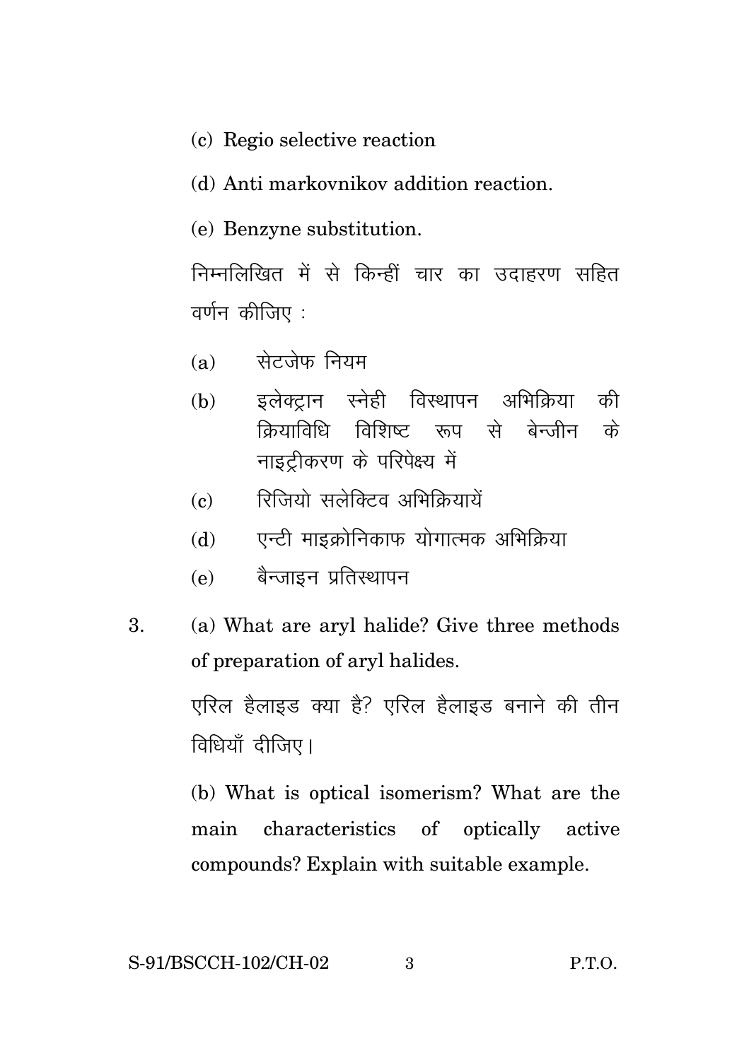(c) Regio selective reaction

(d) Anti markovnikov addition reaction.

(e) Benzyne substitution.

निम्नलिखित में से किन्हीं चार का उदाहरण सहित वर्णन कीजिए :

(a) सेटजेफ नियम

(b) इलेक्ट्रान स्नेही विस्थापन अभिक्रिया की क्रियाविधि विशिष्ट रूप से बेन्जीन के नाइट्रीकरण के परिपेक्ष्य में

(c) रिजियो सलेक्टिव अभिक्रियायें

(d) एन्टी माइक्रोनिकाफ योगात्मक अभिक्रिया

(e) बैन्जाइन प्रतिस्थापन

3. (a) What are aryl halide? Give three methods of preparation of aryl halides.

एरिल हैलाइड क्या है? एरिल हैलाइड बनाने की तीन विधियाँ दीजिए।

(b) What is optical isomerism? What are the main characteristics of optically active compounds? Explain with suitable example.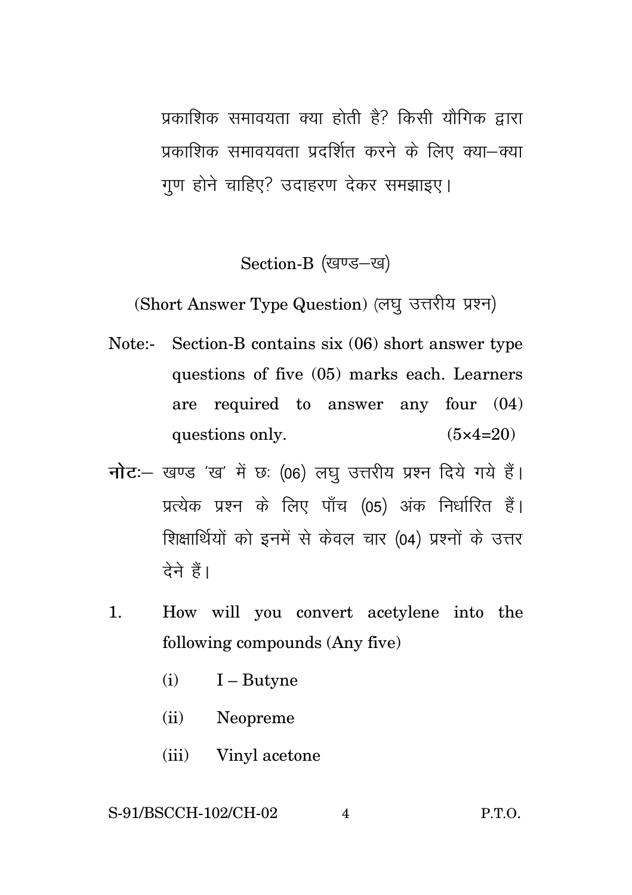प्रकाशिक समावयता क्या होती है? किसी यौगिक द्वारा प्रकाशिक समावयवता प्रदर्शित करने के लिए क्या–क्या गुण होने चाहिए? उदाहरण देकर समझाइए।

## Section-B (खण्ड–ख)

### (Short Answer Type Question) (लघु उत्तरीय प्रश्न)

Note:- Section-B contains six (06) short answer type questions of five (05) marks each. Learners are required to answer any four (04) questions only. (5×4=20)

**नोट**:– खण्ड 'ख' में छः (06) लघु उत्तरीय प्रश्न दिये गये हैं। प्रत्येक प्रश्न के लिए पाँच (05) अंक निर्धारित हैं। शिक्षार्थियों को इनमें से केवल चार (04) प्रश्नों के उत्तर देने हैं।

1. How will you convert acetylene into the following compounds (Any five)

   (i) I – Butyne

   (ii) Neopreme

   (iii) Vinyl acetone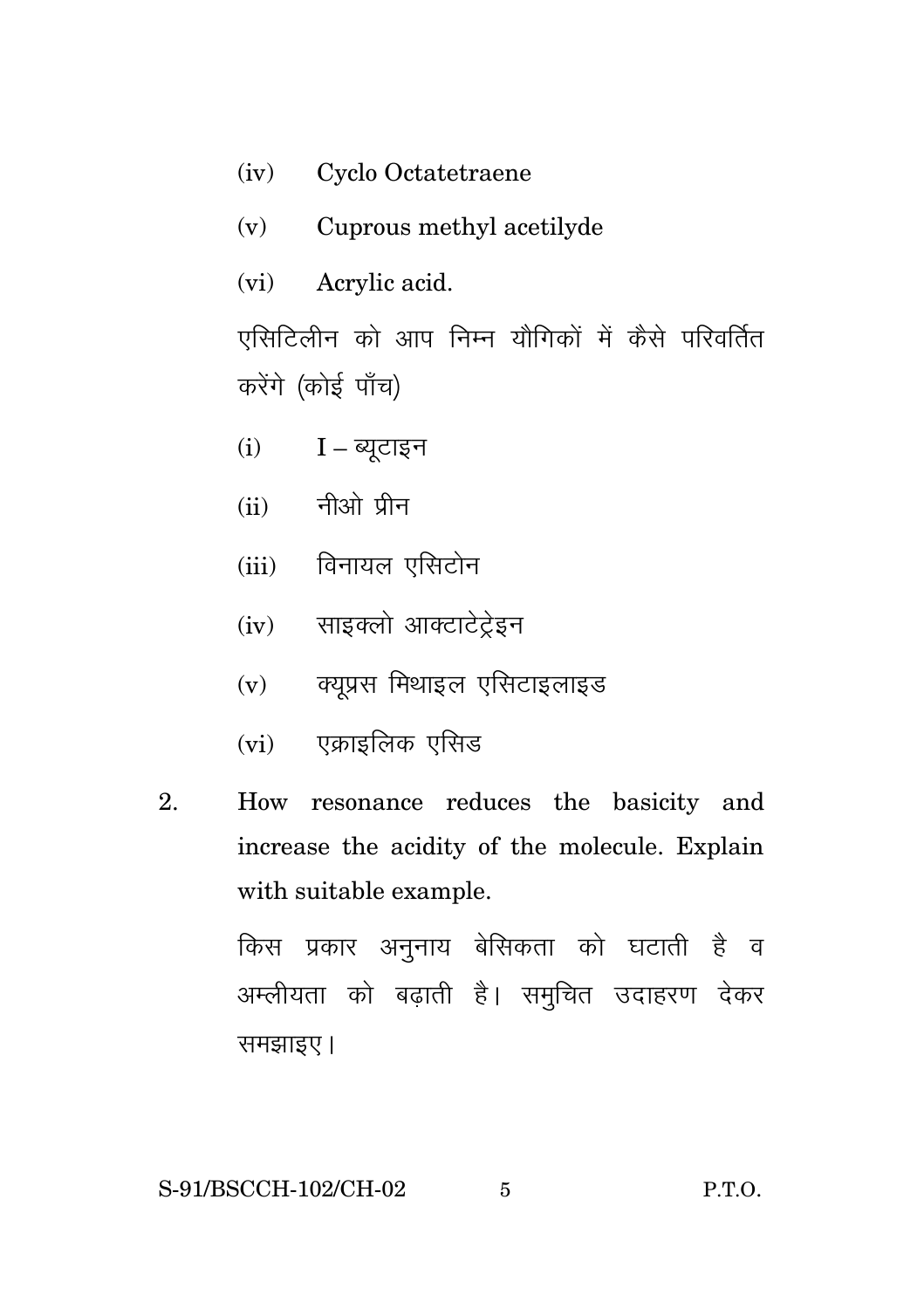(iv) Cyclo Octatetraene

(v) Cuprous methyl acetilyde

(vi) Acrylic acid.

एसिटिलीन को आप निम्न यौगिकों में कैसे परिवर्तित करेंगे (कोई पाँच)

(i) I – ब्यूटाइन

(ii) नीओ प्रीन

(iii) विनायल एसिटोन

(iv) साइक्लो आक्टाटेट्रेइन

(v) क्यूप्रस मिथाइल एसिटाइलाइड

(vi) एक्राइलिक एसिड

2. How resonance reduces the basicity and increase the acidity of the molecule. Explain with suitable example.

किस प्रकार अनुनाय बेसिकता को घटाती है व अम्लीयता को बढ़ाती है। समुचित उदाहरण देकर समझाइए।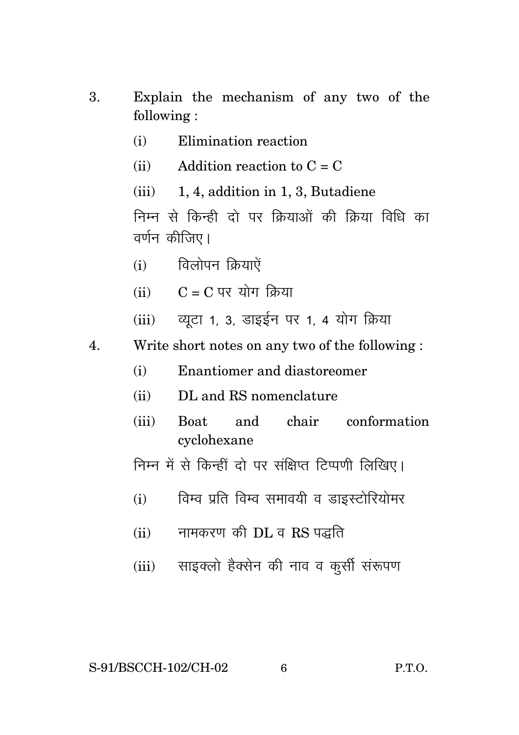3. Explain the mechanism of any two of the following :

   (i) Elimination reaction

   (ii) Addition reaction to C = C

   (iii) 1, 4, addition in 1, 3, Butadiene

   निम्न से किन्ही दो पर क्रियाओं की क्रिया विधि का वर्णन कीजिए।

   (i) विलोपन क्रियाऐं

   (ii) C = C पर योग क्रिया

   (iii) ब्यूटा 1, 3, डाईईन पर 1, 4 योग क्रिया

4. Write short notes on any two of the following :

   (i) Enantiomer and diastoreomer

   (ii) DL and RS nomenclature

   (iii) Boat and chair conformation cyclohexane

   निम्न में से किन्हीं दो पर संक्षिप्त टिप्पणी लिखिए।

   (i) विम्व प्रति विम्व समावयी व डाइस्टोरियोमर

   (ii) नामकरण की DL व RS पद्धति

   (iii) साइक्लो हैक्सेन की नाव व कुर्सी संरूपण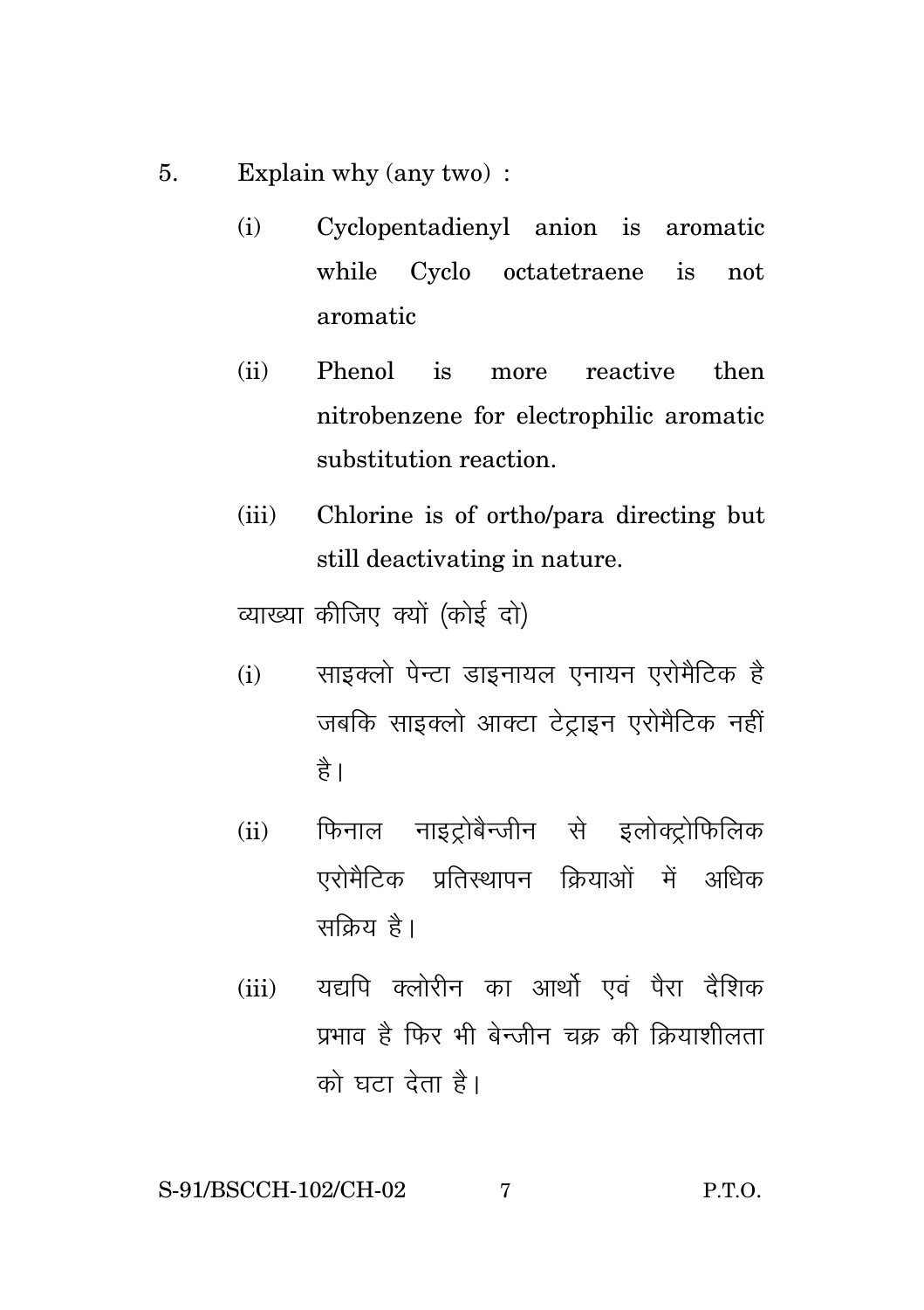5. Explain why (any two) :

   (i) Cyclopentadienyl anion is aromatic while Cyclo octatetraene is not aromatic

   (ii) Phenol is more reactive then nitrobenzene for electrophilic aromatic substitution reaction.

   (iii) Chlorine is of ortho/para directing but still deactivating in nature.

   व्याख्या कीजिए क्यों (कोई दो)

   (i) साइक्लो पेन्टा डाइनायल एनायन एरोमैटिक है जबकि साइक्लो आक्टा टेट्राइन एरोमैटिक नहीं है।

   (ii) फिनाल नाइट्रोबैन्जीन से इलोक्ट्रोफिलिक एरोमैटिक प्रतिस्थापन क्रियाओं में अधिक सक्रिय है।

   (iii) यद्यपि क्लोरीन का आर्थो एवं पैरा दैशिक प्रभाव है फिर भी बेन्जीन चक्र की क्रियाशीलता को घटा देता है।

S-91/BSCCH-102/CH-02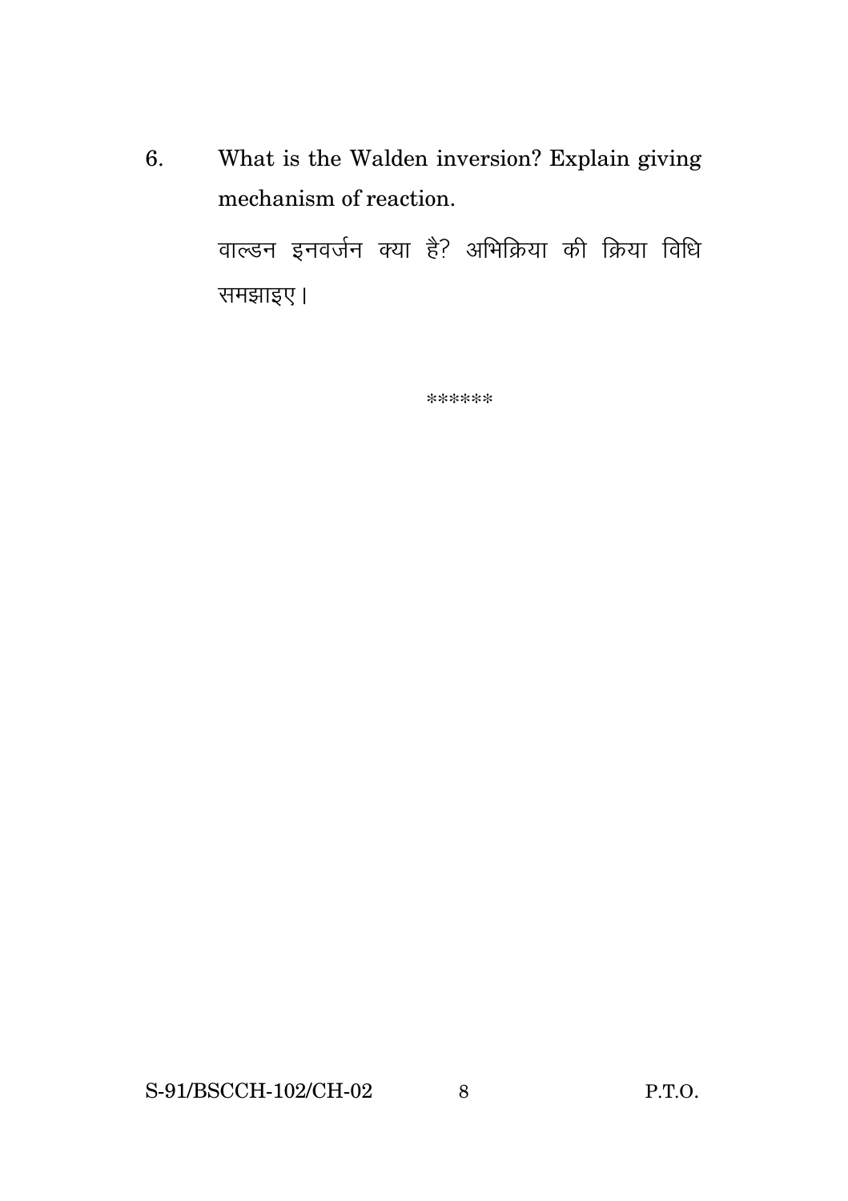6. What is the Walden inversion? Explain giving mechanism of reaction.

   वाल्डन इनवर्जन क्या है? अभिक्रिया की क्रिया विधि समझाइए।

******